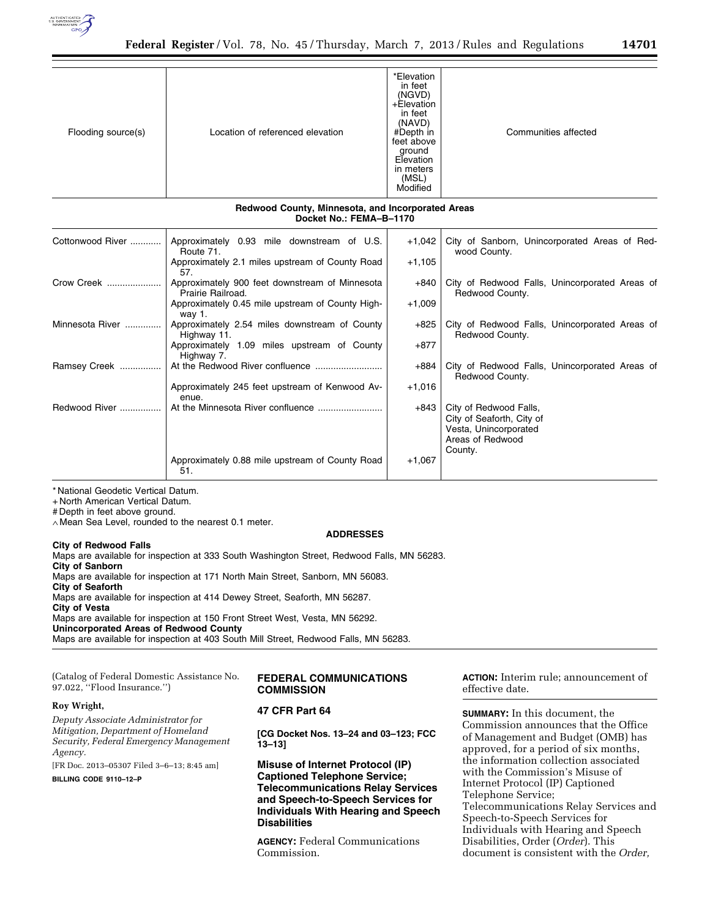| Flooding source(s) | Location of referenced elevation | *Elevation in feet (NGVD) +Elevation in feet (NAVD) #Depth in feet above ground ∧Elevation in meters (MSL) Modified | Communities affected |
|---|---|---|---|
| **Redwood County, Minnesota, and Incorporated Areas Docket No.: FEMA–B–1170** | | | |
| Cottonwood River | Approximately 0.93 mile downstream of U.S. Route 71. | +1,042 | City of Sanborn, Unincorporated Areas of Redwood County. |
| | Approximately 2.1 miles upstream of County Road 57. | +1,105 | |
| Crow Creek | Approximately 900 feet downstream of Minnesota Prairie Railroad. | +840 | City of Redwood Falls, Unincorporated Areas of Redwood County. |
| | Approximately 0.45 mile upstream of County Highway 1. | +1,009 | |
| Minnesota River | Approximately 2.54 miles downstream of County Highway 11. | +825 | City of Redwood Falls, Unincorporated Areas of Redwood County. |
| | Approximately 1.09 miles upstream of County Highway 7. | +877 | |
| Ramsey Creek | At the Redwood River confluence | +884 | City of Redwood Falls, Unincorporated Areas of Redwood County. |
| | Approximately 245 feet upstream of Kenwood Avenue. | +1,016 | |
| Redwood River | At the Minnesota River confluence | +843 | City of Redwood Falls, City of Seaforth, City of Vesta, Unincorporated Areas of Redwood County. |
| | Approximately 0.88 mile upstream of County Road 51. | +1,067 | |

* National Geodetic Vertical Datum.
+ North American Vertical Datum.
# Depth in feet above ground.
∧ Mean Sea Level, rounded to the nearest 0.1 meter.

**ADDRESSES**

**City of Redwood Falls**
Maps are available for inspection at 333 South Washington Street, Redwood Falls, MN 56283.
**City of Sanborn**
Maps are available for inspection at 171 North Main Street, Sanborn, MN 56083.
**City of Seaforth**
Maps are available for inspection at 414 Dewey Street, Seaforth, MN 56287.
**City of Vesta**
Maps are available for inspection at 150 Front Street West, Vesta, MN 56292.
**Unincorporated Areas of Redwood County**
Maps are available for inspection at 403 South Mill Street, Redwood Falls, MN 56283.

(Catalog of Federal Domestic Assistance No. 97.022, ''Flood Insurance.'')

**Roy Wright,**

*Deputy Associate Administrator for Mitigation, Department of Homeland Security, Federal Emergency Management Agency.*

[FR Doc. 2013–05307 Filed 3–6–13; 8:45 am]

**BILLING CODE 9110–12–P**

## FEDERAL COMMUNICATIONS COMMISSION

### 47 CFR Part 64

**[CG Docket Nos. 13–24 and 03–123; FCC 13–13]**

### Misuse of Internet Protocol (IP) Captioned Telephone Service; Telecommunications Relay Services and Speech-to-Speech Services for Individuals With Hearing and Speech Disabilities

**AGENCY:** Federal Communications Commission.

**ACTION:** Interim rule; announcement of effective date.

**SUMMARY:** In this document, the Commission announces that the Office of Management and Budget (OMB) has approved, for a period of six months, the information collection associated with the Commission's Misuse of Internet Protocol (IP) Captioned Telephone Service; Telecommunications Relay Services and Speech-to-Speech Services for Individuals with Hearing and Speech Disabilities, Order (*Order*). This document is consistent with the *Order,*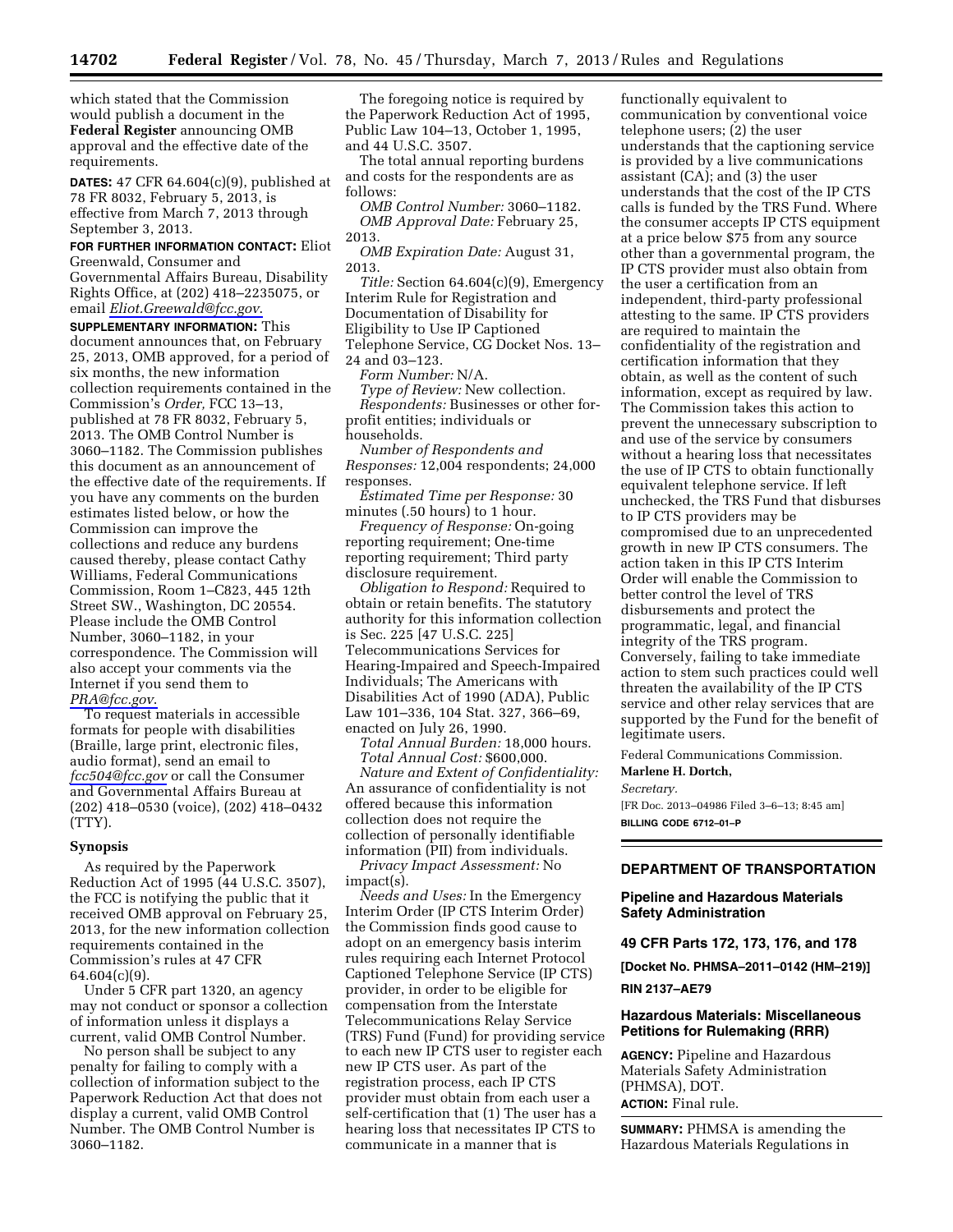which stated that the Commission would publish a document in the **Federal Register** announcing OMB approval and the effective date of the requirements.

**DATES:** 47 CFR 64.604(c)(9), published at 78 FR 8032, February 5, 2013, is effective from March 7, 2013 through September 3, 2013.

**FOR FURTHER INFORMATION CONTACT:** Eliot Greenwald, Consumer and Governmental Affairs Bureau, Disability Rights Office, at (202) 418–2235075, or email *Eliot.Greewald@fcc.gov*.

**SUPPLEMENTARY INFORMATION:** This document announces that, on February 25, 2013, OMB approved, for a period of six months, the new information collection requirements contained in the Commission's *Order,* FCC 13–13, published at 78 FR 8032, February 5, 2013. The OMB Control Number is 3060–1182. The Commission publishes this document as an announcement of the effective date of the requirements. If you have any comments on the burden estimates listed below, or how the Commission can improve the collections and reduce any burdens caused thereby, please contact Cathy Williams, Federal Communications Commission, Room 1–C823, 445 12th Street SW., Washington, DC 20554. Please include the OMB Control Number, 3060–1182, in your correspondence. The Commission will also accept your comments via the Internet if you send them to *PRA@fcc.gov*.

To request materials in accessible formats for people with disabilities (Braille, large print, electronic files, audio format), send an email to *fcc504@fcc.gov* or call the Consumer and Governmental Affairs Bureau at (202) 418–0530 (voice), (202) 418–0432 (TTY).

## Synopsis

As required by the Paperwork Reduction Act of 1995 (44 U.S.C. 3507), the FCC is notifying the public that it received OMB approval on February 25, 2013, for the new information collection requirements contained in the Commission's rules at 47 CFR 64.604(c)(9).

Under 5 CFR part 1320, an agency may not conduct or sponsor a collection of information unless it displays a current, valid OMB Control Number.

No person shall be subject to any penalty for failing to comply with a collection of information subject to the Paperwork Reduction Act that does not display a current, valid OMB Control Number. The OMB Control Number is 3060–1182.

The foregoing notice is required by the Paperwork Reduction Act of 1995, Public Law 104–13, October 1, 1995, and 44 U.S.C. 3507.

The total annual reporting burdens and costs for the respondents are as follows:

*OMB Control Number:* 3060–1182.

*OMB Approval Date:* February 25, 2013.

*OMB Expiration Date:* August 31, 2013.

*Title:* Section 64.604(c)(9), Emergency Interim Rule for Registration and Documentation of Disability for Eligibility to Use IP Captioned Telephone Service, CG Docket Nos. 13–24 and 03–123.

*Form Number:* N/A.

*Type of Review:* New collection.

*Respondents:* Businesses or other for-profit entities; individuals or households.

*Number of Respondents and Responses:* 12,004 respondents; 24,000 responses.

*Estimated Time per Response:* 30 minutes (.50 hours) to 1 hour.

*Frequency of Response:* On-going reporting requirement; One-time reporting requirement; Third party disclosure requirement.

*Obligation to Respond:* Required to obtain or retain benefits. The statutory authority for this information collection is Sec. 225 [47 U.S.C. 225] Telecommunications Services for Hearing-Impaired and Speech-Impaired Individuals; The Americans with Disabilities Act of 1990 (ADA), Public Law 101–336, 104 Stat. 327, 366–69, enacted on July 26, 1990.

*Total Annual Burden:* 18,000 hours.

*Total Annual Cost:* $600,000.

*Nature and Extent of Confidentiality:* An assurance of confidentiality is not offered because this information collection does not require the collection of personally identifiable information (PII) from individuals.

*Privacy Impact Assessment:* No impact(s).

*Needs and Uses:* In the Emergency Interim Order (IP CTS Interim Order) the Commission finds good cause to adopt on an emergency basis interim rules requiring each Internet Protocol Captioned Telephone Service (IP CTS) provider, in order to be eligible for compensation from the Interstate Telecommunications Relay Service (TRS) Fund (Fund) for providing service to each new IP CTS user to register each new IP CTS user. As part of the registration process, each IP CTS provider must obtain from each user a self-certification that (1) The user has a hearing loss that necessitates IP CTS to communicate in a manner that is functionally equivalent to communication by conventional voice telephone users; (2) the user understands that the captioning service is provided by a live communications assistant (CA); and (3) the user understands that the cost of the IP CTS calls is funded by the TRS Fund. Where the consumer accepts IP CTS equipment at a price below $75 from any source other than a governmental program, the IP CTS provider must also obtain from the user a certification from an independent, third-party professional attesting to the same. IP CTS providers are required to maintain the confidentiality of the registration and certification information that they obtain, as well as the content of such information, except as required by law. The Commission takes this action to prevent the unnecessary subscription to and use of the service by consumers without a hearing loss that necessitates the use of IP CTS to obtain functionally equivalent telephone service. If left unchecked, the TRS Fund that disburses to IP CTS providers may be compromised due to an unprecedented growth in new IP CTS consumers. The action taken in this IP CTS Interim Order will enable the Commission to better control the level of TRS disbursements and protect the programmatic, legal, and financial integrity of the TRS program. Conversely, failing to take immediate action to stem such practices could well threaten the availability of the IP CTS service and other relay services that are supported by the Fund for the benefit of legitimate users.

Federal Communications Commission.

**Marlene H. Dortch,**

*Secretary.*

[FR Doc. 2013–04986 Filed 3–6–13; 8:45 am]

**BILLING CODE 6712–01–P**

---

## DEPARTMENT OF TRANSPORTATION

### Pipeline and Hazardous Materials Safety Administration

### 49 CFR Parts 172, 173, 176, and 178

**[Docket No. PHMSA–2011–0142 (HM–219)]**

**RIN 2137–AE79**

### Hazardous Materials: Miscellaneous Petitions for Rulemaking (RRR)

**AGENCY:** Pipeline and Hazardous Materials Safety Administration (PHMSA), DOT.

**ACTION:** Final rule.

**SUMMARY:** PHMSA is amending the Hazardous Materials Regulations in